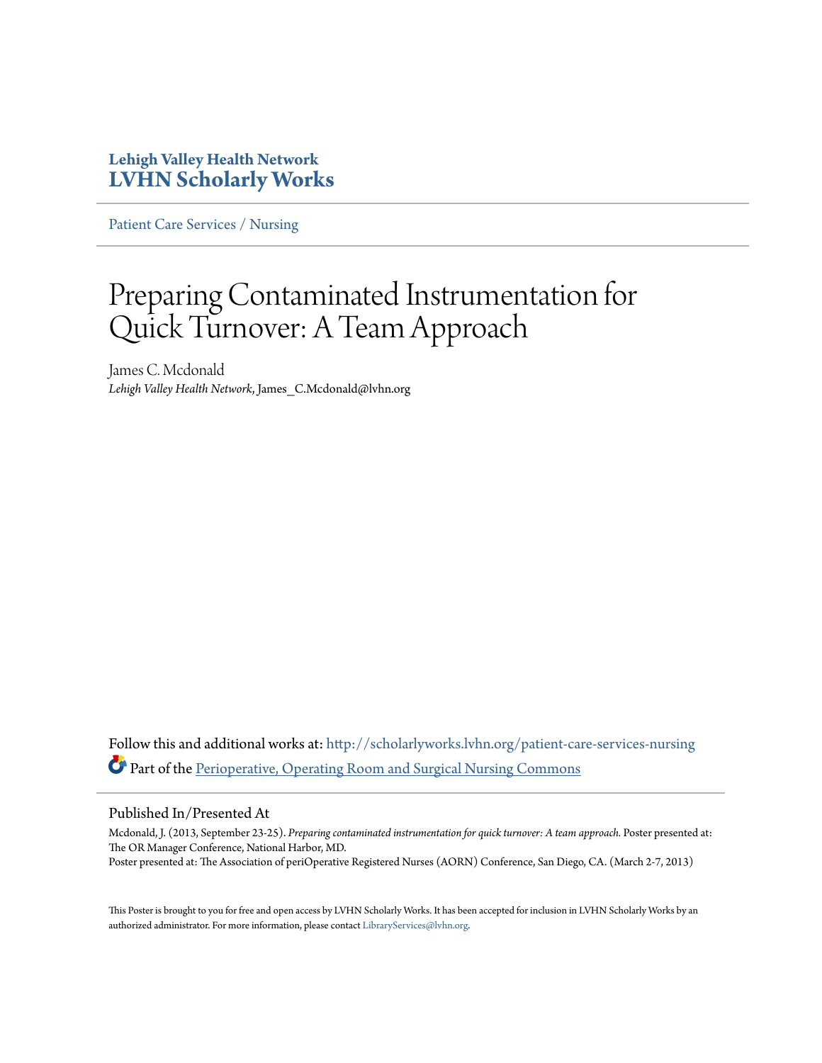**Lehigh Valley Health Network**
**LVHN Scholarly Works**

Patient Care Services / Nursing

# Preparing Contaminated Instrumentation for Quick Turnover: A Team Approach

James C. Mcdonald
*Lehigh Valley Health Network*, James_C.Mcdonald@lvhn.org

Follow this and additional works at: http://scholarlyworks.lvhn.org/patient-care-services-nursing

Part of the Perioperative, Operating Room and Surgical Nursing Commons

## Published In/Presented At

Mcdonald, J. (2013, September 23-25). *Preparing contaminated instrumentation for quick turnover: A team approach.* Poster presented at: The OR Manager Conference, National Harbor, MD.
Poster presented at: The Association of periOperative Registered Nurses (AORN) Conference, San Diego, CA. (March 2-7, 2013)

This Poster is brought to you for free and open access by LVHN Scholarly Works. It has been accepted for inclusion in LVHN Scholarly Works by an authorized administrator. For more information, please contact LibraryServices@lvhn.org.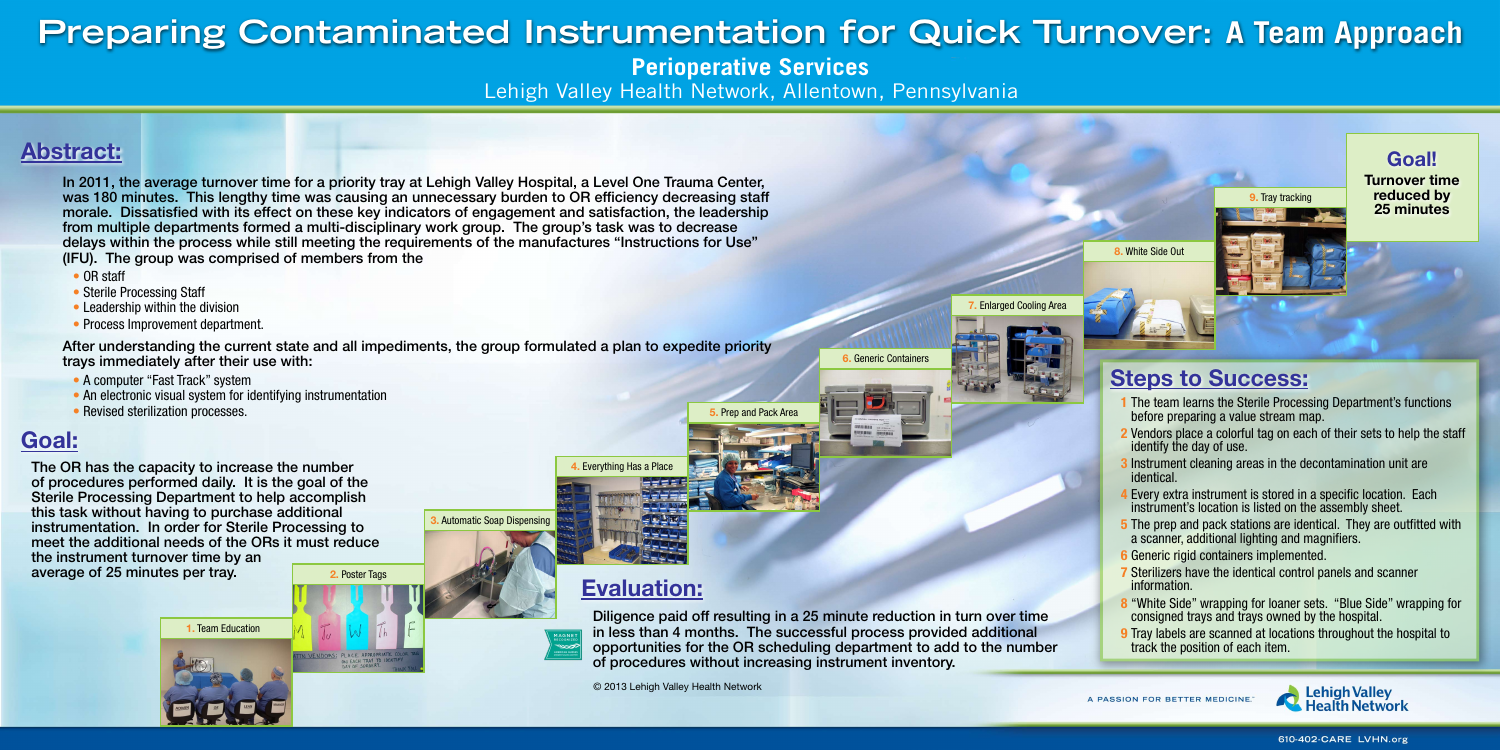# Preparing Contaminated Instrumentation for Quick Turnover: A Team Approach

## Perioperative Services

Lehigh Valley Health Network, Allentown, Pennsylvania

## Abstract:

In 2011, the average turnover time for a priority tray at Lehigh Valley Hospital, a Level One Trauma Center, was 180 minutes. This lengthy time was causing an unnecessary burden to OR efficiency decreasing staff morale. Dissatisfied with its effect on these key indicators of engagement and satisfaction, the leadership from multiple departments formed a multi-disciplinary work group. The group's task was to decrease delays within the process while still meeting the requirements of the manufactures "Instructions for Use" (IFU). The group was comprised of members from the

- OR staff
- Sterile Processing Staff
- Leadership within the division
- Process Improvement department.

After understanding the current state and all impediments, the group formulated a plan to expedite priority trays immediately after their use with:

- A computer "Fast Track" system
- An electronic visual system for identifying instrumentation
- Revised sterilization processes.

## Goal:

The OR has the capacity to increase the number of procedures performed daily. It is the goal of the Sterile Processing Department to help accomplish this task without having to purchase additional instrumentation. In order for Sterile Processing to meet the additional needs of the ORs it must reduce the instrument turnover time by an average of 25 minutes per tray.

1. Team Education
2. Poster Tags
3. Automatic Soap Dispensing
4. Everything Has a Place
5. Prep and Pack Area
6. Generic Containers
7. Enlarged Cooling Area
8. White Side Out
9. Tray tracking

**Goal!**
**Turnover time reduced by 25 minutes**

## Evaluation:

Diligence paid off resulting in a 25 minute reduction in turn over time in less than 4 months. The successful process provided additional opportunities for the OR scheduling department to add to the number of procedures without increasing instrument inventory.

© 2013 Lehigh Valley Health Network

## Steps to Success:

1. The team learns the Sterile Processing Department's functions before preparing a value stream map.
2. Vendors place a colorful tag on each of their sets to help the staff identify the day of use.
3. Instrument cleaning areas in the decontamination unit are identical.
4. Every extra instrument is stored in a specific location. Each instrument's location is listed on the assembly sheet.
5. The prep and pack stations are identical. They are outfitted with a scanner, additional lighting and magnifiers.
6. Generic rigid containers implemented.
7. Sterilizers have the identical control panels and scanner information.
8. "White Side" wrapping for loaner sets. "Blue Side" wrapping for consigned trays and trays owned by the hospital.
9. Tray labels are scanned at locations throughout the hospital to track the position of each item.

A PASSION FOR BETTER MEDICINE.™

Lehigh Valley Health Network

610-402-CARE LVHN.org